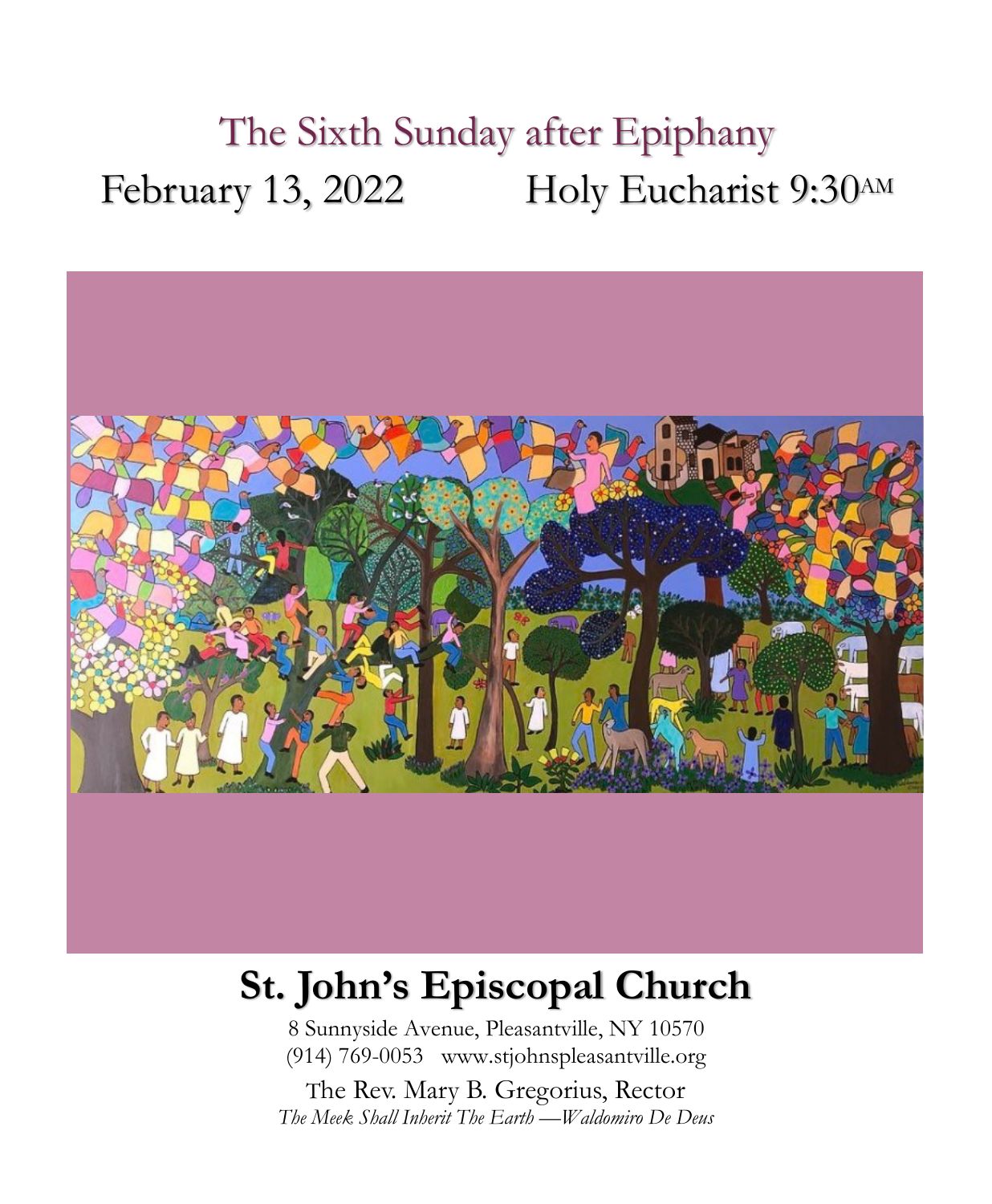# The Sixth Sunday after Epiphany

February 13, 2022 Holy Eucharist 9:30AM

# St. John's Episcopal Church

8 Sunnyside Avenue, Pleasantville, NY 10570
(914) 769-0053 www.stjohnspleasantville.org

The Rev. Mary B. Gregorius, Rector

*The Meek Shall Inherit The Earth —Waldomiro De Deus*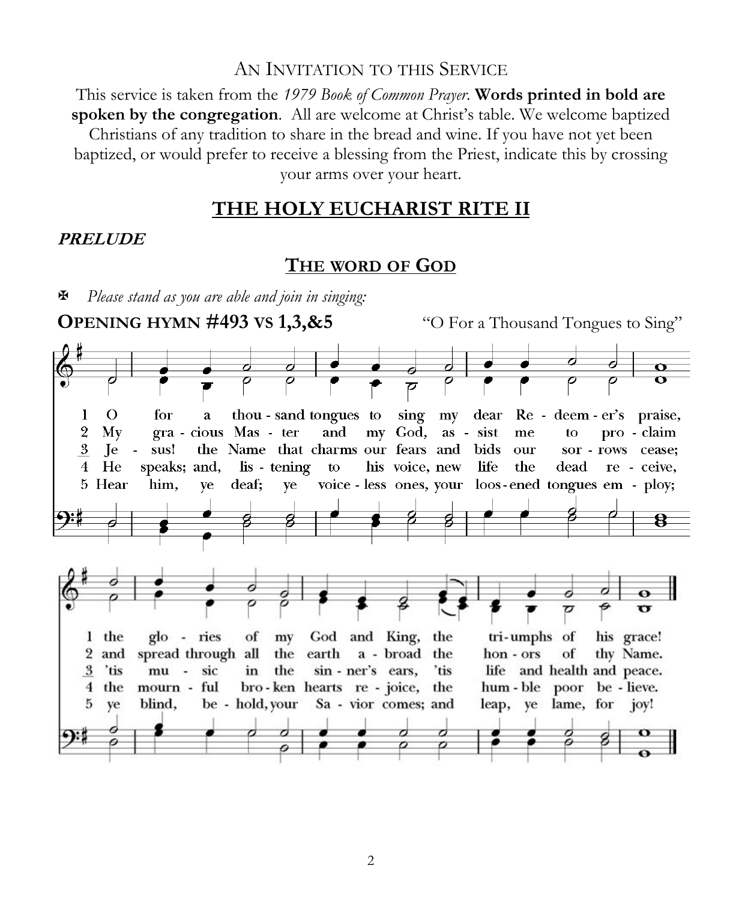## An Invitation to this Service

This service is taken from the *1979 Book of Common Prayer*. **Words printed in bold are spoken by the congregation**. All are welcome at Christ's table. We welcome baptized Christians of any tradition to share in the bread and wine. If you have not yet been baptized, or would prefer to receive a blessing from the Priest, indicate this by crossing your arms over your heart.

# THE HOLY EUCHARIST RITE II

***PRELUDE***

## The word of God

✠ *Please stand as you are able and join in singing:*

**OPENING HYMN #493 VS 1,3,&5** "O For a Thousand Tongues to Sing"

1 O for a thou - sand tongues to sing my dear Re - deem - er's praise, the glo - ries of my God and King, the tri-umphs of his grace!

2 My gra - cious Mas - ter and my God, as - sist me to pro - claim and spread through all the earth a - broad the hon - ors of thy Name.

3 Je - sus! the Name that charms our fears and bids our sor - rows cease; 'tis mu - sic in the sin - ner's ears, 'tis life and health and peace.

4 He speaks; and, lis - tening to his voice, new life the dead re - ceive, the mourn - ful bro - ken hearts re - joice, the hum - ble poor be - lieve.

5 Hear him, ye deaf; ye voice - less ones, your loos - ened tongues em - ploy; ye blind, be - hold, your Sa - vior comes; and leap, ye lame, for joy!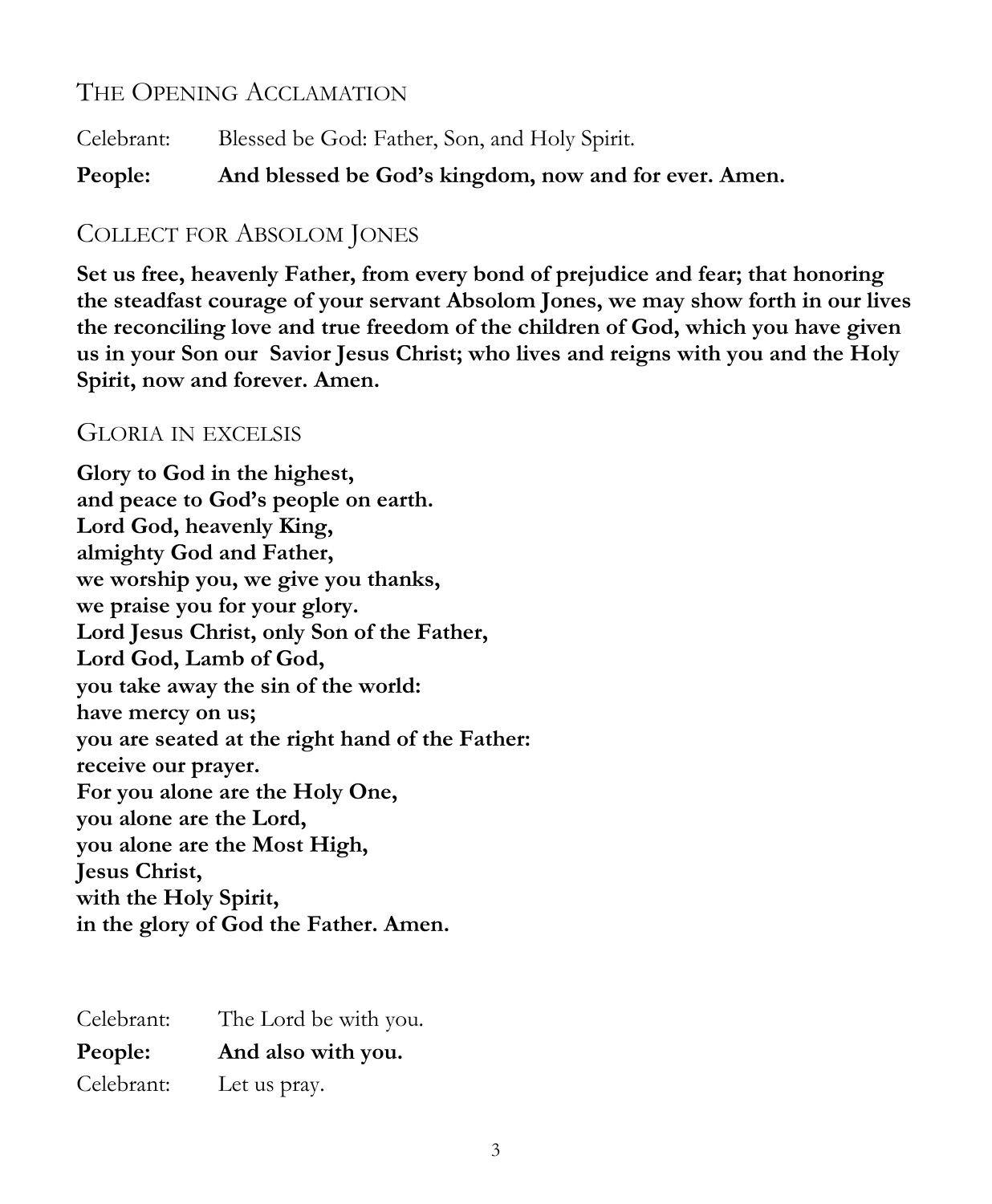## The Opening Acclamation

Celebrant: Blessed be God: Father, Son, and Holy Spirit.

**People: And blessed be God's kingdom, now and for ever. Amen.**

## Collect for Absolom Jones

**Set us free, heavenly Father, from every bond of prejudice and fear; that honoring the steadfast courage of your servant Absolom Jones, we may show forth in our lives the reconciling love and true freedom of the children of God, which you have given us in your Son our Savior Jesus Christ; who lives and reigns with you and the Holy Spirit, now and forever. Amen.**

## Gloria in excelsis

**Glory to God in the highest,**
**and peace to God's people on earth.**
**Lord God, heavenly King,**
**almighty God and Father,**
**we worship you, we give you thanks,**
**we praise you for your glory.**
**Lord Jesus Christ, only Son of the Father,**
**Lord God, Lamb of God,**
**you take away the sin of the world:**
**have mercy on us;**
**you are seated at the right hand of the Father:**
**receive our prayer.**
**For you alone are the Holy One,**
**you alone are the Lord,**
**you alone are the Most High,**
**Jesus Christ,**
**with the Holy Spirit,**
**in the glory of God the Father. Amen.**

Celebrant: The Lord be with you.

**People: And also with you.**

Celebrant: Let us pray.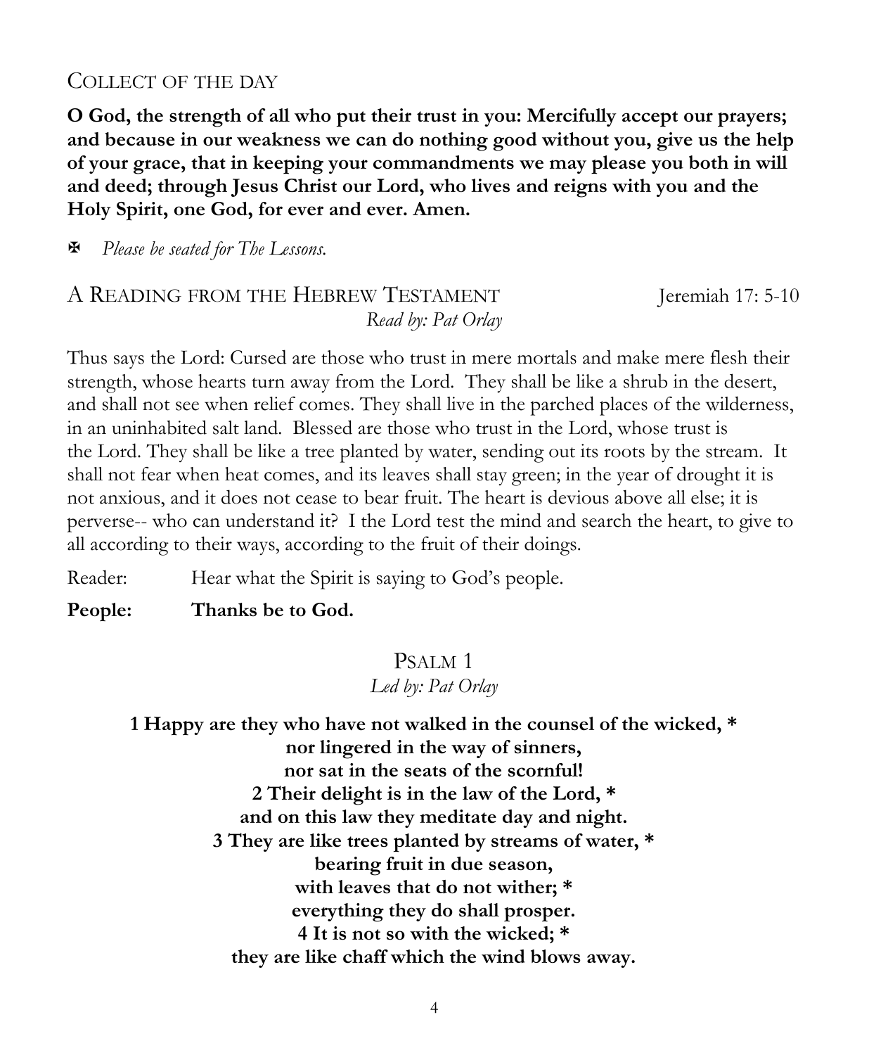## COLLECT OF THE DAY

**O God, the strength of all who put their trust in you: Mercifully accept our prayers; and because in our weakness we can do nothing good without you, give us the help of your grace, that in keeping your commandments we may please you both in will and deed; through Jesus Christ our Lord, who lives and reigns with you and the Holy Spirit, one God, for ever and ever. Amen.**

✠ *Please be seated for The Lessons.*

## A READING FROM THE HEBREW TESTAMENT — Jeremiah 17: 5-10

*Read by: Pat Orlay*

Thus says the Lord: Cursed are those who trust in mere mortals and make mere flesh their strength, whose hearts turn away from the Lord. They shall be like a shrub in the desert, and shall not see when relief comes. They shall live in the parched places of the wilderness, in an uninhabited salt land. Blessed are those who trust in the Lord, whose trust is the Lord. They shall be like a tree planted by water, sending out its roots by the stream. It shall not fear when heat comes, and its leaves shall stay green; in the year of drought it is not anxious, and it does not cease to bear fruit. The heart is devious above all else; it is perverse-- who can understand it? I the Lord test the mind and search the heart, to give to all according to their ways, according to the fruit of their doings.

Reader: Hear what the Spirit is saying to God's people.

**People: Thanks be to God.**

## PSALM 1

*Led by: Pat Orlay*

**1 Happy are they who have not walked in the counsel of the wicked, *
nor lingered in the way of sinners,
nor sat in the seats of the scornful!
2 Their delight is in the law of the Lord, *
and on this law they meditate day and night.
3 They are like trees planted by streams of water, *
bearing fruit in due season,
with leaves that do not wither; *
everything they do shall prosper.
4 It is not so with the wicked; *
they are like chaff which the wind blows away.**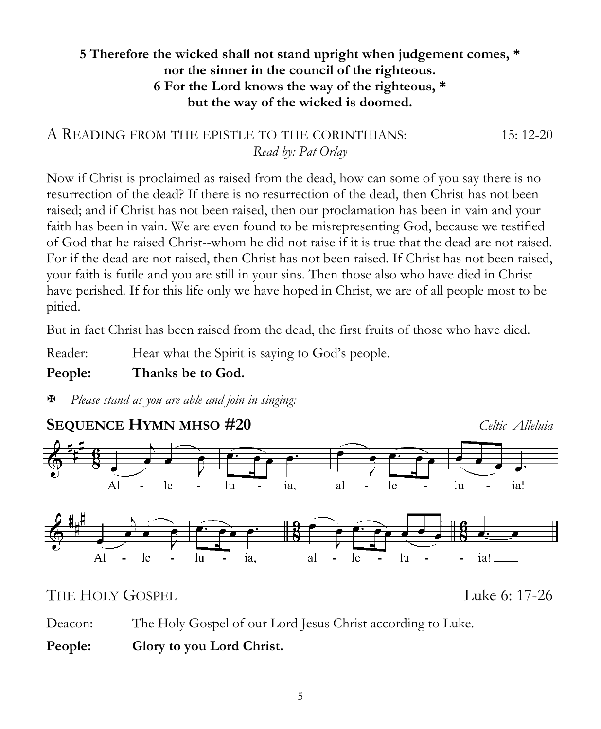**5 Therefore the wicked shall not stand upright when judgement comes, ***
**nor the sinner in the council of the righteous.**
**6 For the Lord knows the way of the righteous, ***
**but the way of the wicked is doomed.**

## A READING FROM THE EPISTLE TO THE CORINTHIANS: 15: 12-20

*Read by: Pat Orlay*

Now if Christ is proclaimed as raised from the dead, how can some of you say there is no resurrection of the dead? If there is no resurrection of the dead, then Christ has not been raised; and if Christ has not been raised, then our proclamation has been in vain and your faith has been in vain. We are even found to be misrepresenting God, because we testified of God that he raised Christ--whom he did not raise if it is true that the dead are not raised. For if the dead are not raised, then Christ has not been raised. If Christ has not been raised, your faith is futile and you are still in your sins. Then those also who have died in Christ have perished. If for this life only we have hoped in Christ, we are of all people most to be pitied.

But in fact Christ has been raised from the dead, the first fruits of those who have died.

Reader: Hear what the Spirit is saying to God's people.

**People: Thanks be to God.**

✠ *Please stand as you are able and join in singing:*

## SEQUENCE HYMN MHSO #20 *Celtic Alleluia*

Al - le - lu - ia, al - le - lu - ia!

Al - le - lu - ia, al - le - lu - - ia!

## THE HOLY GOSPEL Luke 6: 17-26

Deacon: The Holy Gospel of our Lord Jesus Christ according to Luke.

**People: Glory to you Lord Christ.**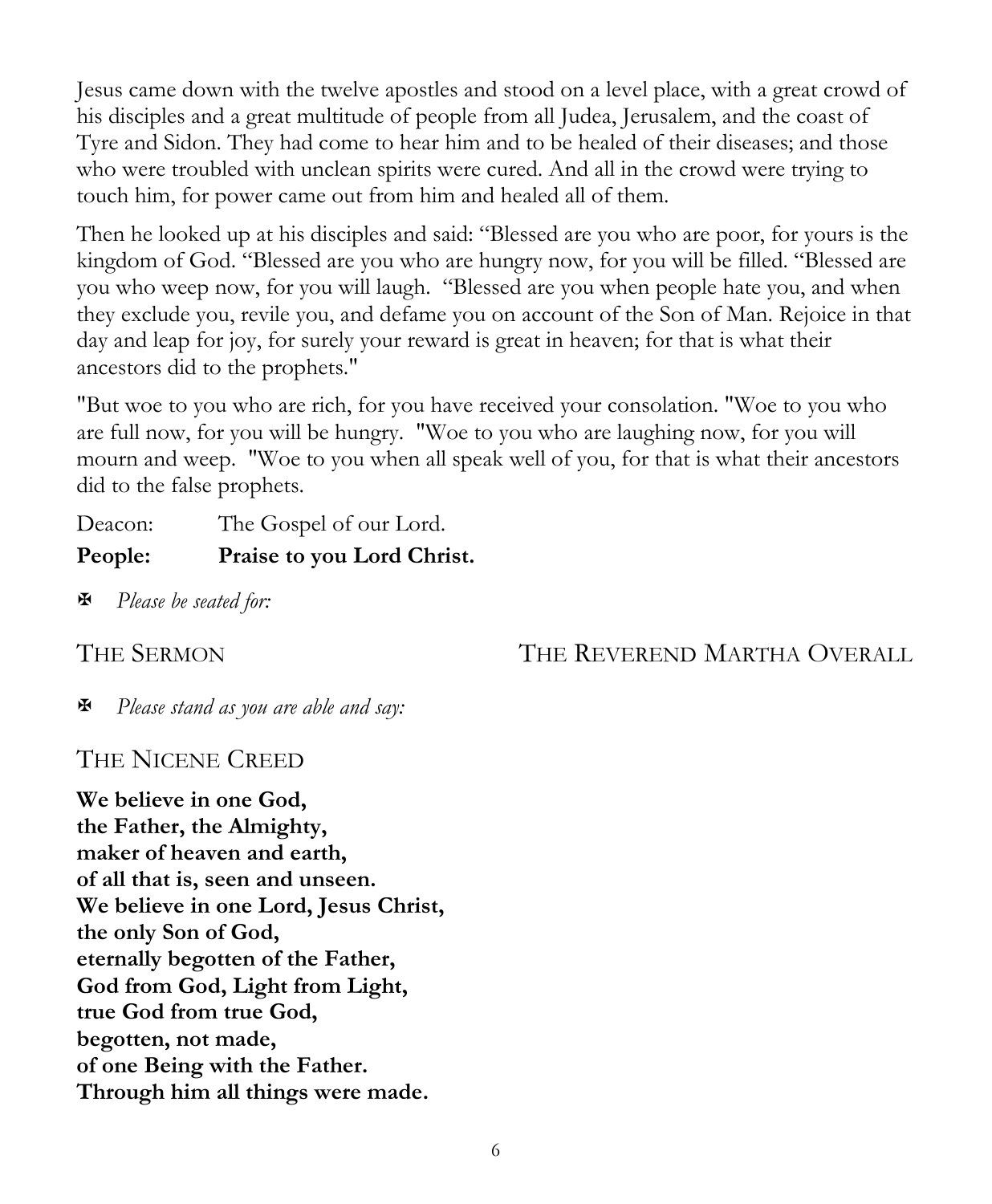Jesus came down with the twelve apostles and stood on a level place, with a great crowd of his disciples and a great multitude of people from all Judea, Jerusalem, and the coast of Tyre and Sidon. They had come to hear him and to be healed of their diseases; and those who were troubled with unclean spirits were cured. And all in the crowd were trying to touch him, for power came out from him and healed all of them.

Then he looked up at his disciples and said: "Blessed are you who are poor, for yours is the kingdom of God. "Blessed are you who are hungry now, for you will be filled. "Blessed are you who weep now, for you will laugh. "Blessed are you when people hate you, and when they exclude you, revile you, and defame you on account of the Son of Man. Rejoice in that day and leap for joy, for surely your reward is great in heaven; for that is what their ancestors did to the prophets."

"But woe to you who are rich, for you have received your consolation. "Woe to you who are full now, for you will be hungry. "Woe to you who are laughing now, for you will mourn and weep. "Woe to you when all speak well of you, for that is what their ancestors did to the false prophets.

Deacon: The Gospel of our Lord.

**People: Praise to you Lord Christ.**

✠ *Please be seated for:*

## THE SERMON — THE REVEREND MARTHA OVERALL

✠ *Please stand as you are able and say:*

## THE NICENE CREED

**We believe in one God,**
**the Father, the Almighty,**
**maker of heaven and earth,**
**of all that is, seen and unseen.**
**We believe in one Lord, Jesus Christ,**
**the only Son of God,**
**eternally begotten of the Father,**
**God from God, Light from Light,**
**true God from true God,**
**begotten, not made,**
**of one Being with the Father.**
**Through him all things were made.**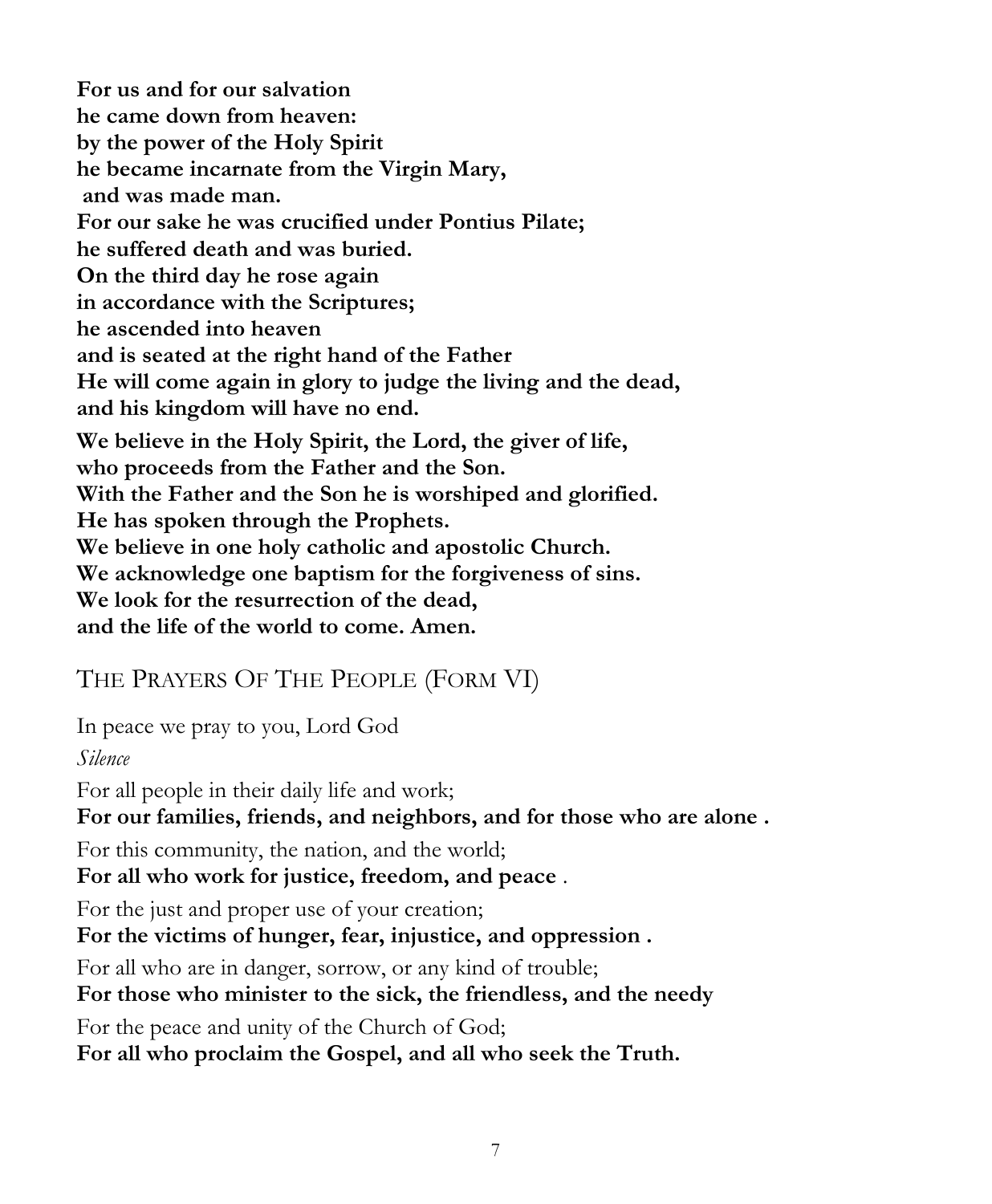**For us and for our salvation**
**he came down from heaven:**
**by the power of the Holy Spirit**
**he became incarnate from the Virgin Mary,**
**and was made man.**
**For our sake he was crucified under Pontius Pilate;**
**he suffered death and was buried.**
**On the third day he rose again**
**in accordance with the Scriptures;**
**he ascended into heaven**
**and is seated at the right hand of the Father**
**He will come again in glory to judge the living and the dead,**
**and his kingdom will have no end.**

**We believe in the Holy Spirit, the Lord, the giver of life,**
**who proceeds from the Father and the Son.**
**With the Father and the Son he is worshiped and glorified.**
**He has spoken through the Prophets.**
**We believe in one holy catholic and apostolic Church.**
**We acknowledge one baptism for the forgiveness of sins.**
**We look for the resurrection of the dead,**
**and the life of the world to come. Amen.**

## The Prayers Of The People (Form VI)

In peace we pray to you, Lord God

*Silence*

For all people in their daily life and work;
**For our families, friends, and neighbors, and for those who are alone .**

For this community, the nation, and the world;
**For all who work for justice, freedom, and peace** .

For the just and proper use of your creation;
**For the victims of hunger, fear, injustice, and oppression .**

For all who are in danger, sorrow, or any kind of trouble;
**For those who minister to the sick, the friendless, and the needy**

For the peace and unity of the Church of God;
**For all who proclaim the Gospel, and all who seek the Truth.**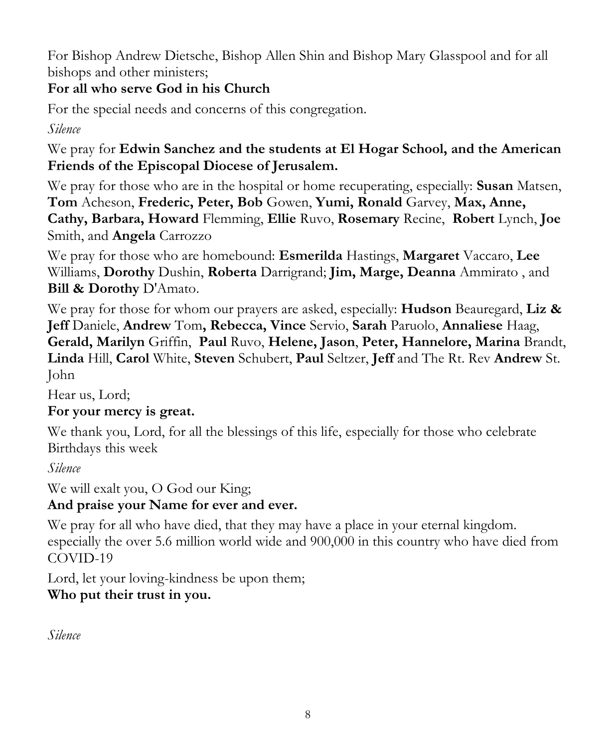For Bishop Andrew Dietsche, Bishop Allen Shin and Bishop Mary Glasspool and for all bishops and other ministers;

**For all who serve God in his Church**

For the special needs and concerns of this congregation.

*Silence*

We pray for **Edwin Sanchez and the students at El Hogar School, and the American Friends of the Episcopal Diocese of Jerusalem.**

We pray for those who are in the hospital or home recuperating, especially: **Susan** Matsen, **Tom** Acheson, **Frederic, Peter, Bob** Gowen, **Yumi, Ronald** Garvey, **Max, Anne, Cathy, Barbara, Howard** Flemming, **Ellie** Ruvo, **Rosemary** Recine, **Robert** Lynch, **Joe** Smith, and **Angela** Carrozzo

We pray for those who are homebound: **Esmerilda** Hastings, **Margaret** Vaccaro, **Lee** Williams, **Dorothy** Dushin, **Roberta** Darrigrand; **Jim, Marge, Deanna** Ammirato , and **Bill & Dorothy** D'Amato.

We pray for those for whom our prayers are asked, especially: **Hudson** Beauregard, **Liz & Jeff** Daniele, **Andrew** Tom**, Rebecca, Vince** Servio, **Sarah** Paruolo, **Annaliese** Haag, **Gerald, Marilyn** Griffin, **Paul** Ruvo, **Helene, Jason**, **Peter, Hannelore, Marina** Brandt, **Linda** Hill, **Carol** White, **Steven** Schubert, **Paul** Seltzer, **Jeff** and The Rt. Rev **Andrew** St. John

Hear us, Lord;

**For your mercy is great.**

We thank you, Lord, for all the blessings of this life, especially for those who celebrate Birthdays this week

*Silence*

We will exalt you, O God our King;

**And praise your Name for ever and ever.**

We pray for all who have died, that they may have a place in your eternal kingdom. especially the over 5.6 million world wide and 900,000 in this country who have died from COVID-19

Lord, let your loving-kindness be upon them;

**Who put their trust in you.**

*Silence*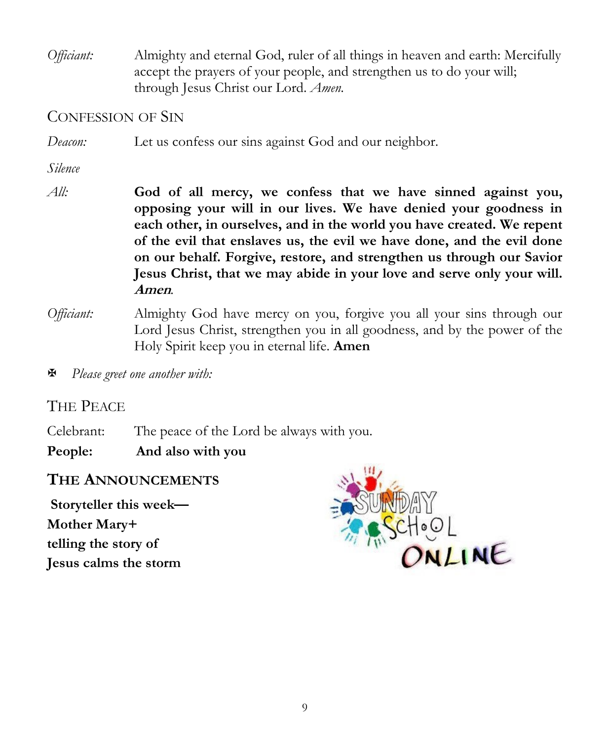*Officiant:* Almighty and eternal God, ruler of all things in heaven and earth: Mercifully accept the prayers of your people, and strengthen us to do your will; through Jesus Christ our Lord. *Amen.*

## Confession of Sin

*Deacon:* Let us confess our sins against God and our neighbor.

*Silence*

*All:* **God of all mercy, we confess that we have sinned against you, opposing your will in our lives. We have denied your goodness in each other, in ourselves, and in the world you have created. We repent of the evil that enslaves us, the evil we have done, and the evil done on our behalf. Forgive, restore, and strengthen us through our Savior Jesus Christ, that we may abide in your love and serve only your will. *Amen*.**

*Officiant:* Almighty God have mercy on you, forgive you all your sins through our Lord Jesus Christ, strengthen you in all goodness, and by the power of the Holy Spirit keep you in eternal life. **Amen**

✠ *Please greet one another with:*

## The Peace

Celebrant: The peace of the Lord be always with you.

**People: And also with you**

## **The Announcements**

**Storyteller this week—**
**Mother Mary+**
**telling the story of**
**Jesus calms the storm**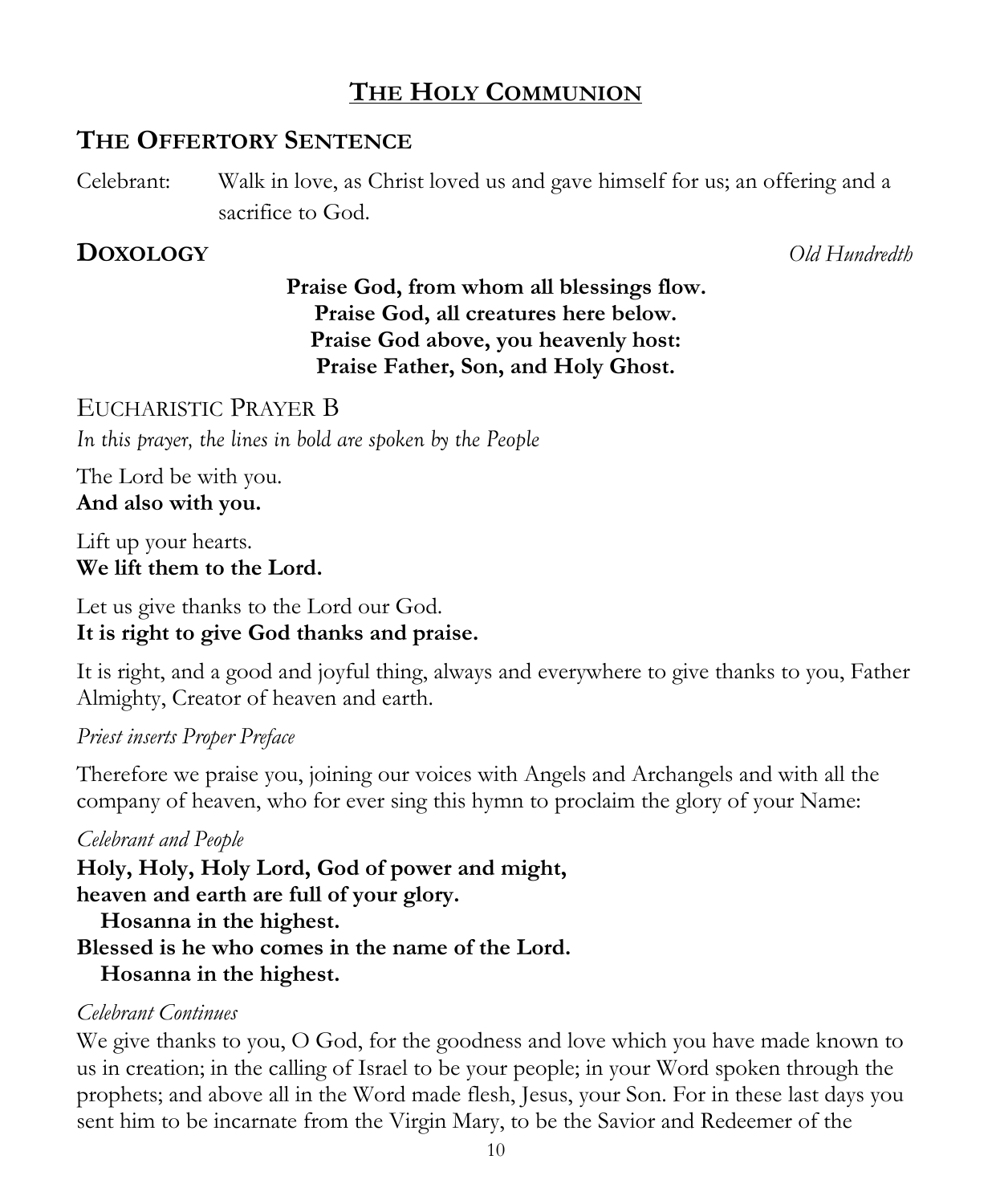# THE HOLY COMMUNION

## THE OFFERTORY SENTENCE

Celebrant: Walk in love, as Christ loved us and gave himself for us; an offering and a sacrifice to God.

## DOXOLOGY

*Old Hundredth*

**Praise God, from whom all blessings flow.**
**Praise God, all creatures here below.**
**Praise God above, you heavenly host:**
**Praise Father, Son, and Holy Ghost.**

### EUCHARISTIC PRAYER B

*In this prayer, the lines in bold are spoken by the People*

The Lord be with you.
**And also with you.**

Lift up your hearts.
**We lift them to the Lord.**

Let us give thanks to the Lord our God.
**It is right to give God thanks and praise.**

It is right, and a good and joyful thing, always and everywhere to give thanks to you, Father Almighty, Creator of heaven and earth.

*Priest inserts Proper Preface*

Therefore we praise you, joining our voices with Angels and Archangels and with all the company of heaven, who for ever sing this hymn to proclaim the glory of your Name:

*Celebrant and People*

**Holy, Holy, Holy Lord, God of power and might,**
**heaven and earth are full of your glory.**
**Hosanna in the highest.**
**Blessed is he who comes in the name of the Lord.**
**Hosanna in the highest.**

*Celebrant Continues*

We give thanks to you, O God, for the goodness and love which you have made known to us in creation; in the calling of Israel to be your people; in your Word spoken through the prophets; and above all in the Word made flesh, Jesus, your Son. For in these last days you sent him to be incarnate from the Virgin Mary, to be the Savior and Redeemer of the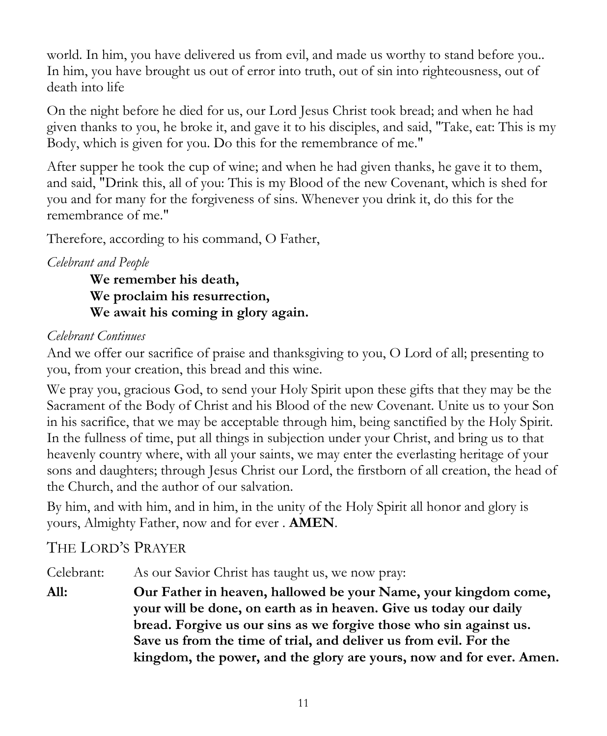world. In him, you have delivered us from evil, and made us worthy to stand before you.. In him, you have brought us out of error into truth, out of sin into righteousness, out of death into life

On the night before he died for us, our Lord Jesus Christ took bread; and when he had given thanks to you, he broke it, and gave it to his disciples, and said, "Take, eat: This is my Body, which is given for you. Do this for the remembrance of me."

After supper he took the cup of wine; and when he had given thanks, he gave it to them, and said, "Drink this, all of you: This is my Blood of the new Covenant, which is shed for you and for many for the forgiveness of sins. Whenever you drink it, do this for the remembrance of me."

Therefore, according to his command, O Father,

*Celebrant and People*

> **We remember his death,**
> **We proclaim his resurrection,**
> **We await his coming in glory again.**

*Celebrant Continues*

And we offer our sacrifice of praise and thanksgiving to you, O Lord of all; presenting to you, from your creation, this bread and this wine.

We pray you, gracious God, to send your Holy Spirit upon these gifts that they may be the Sacrament of the Body of Christ and his Blood of the new Covenant. Unite us to your Son in his sacrifice, that we may be acceptable through him, being sanctified by the Holy Spirit. In the fullness of time, put all things in subjection under your Christ, and bring us to that heavenly country where, with all your saints, we may enter the everlasting heritage of your sons and daughters; through Jesus Christ our Lord, the firstborn of all creation, the head of the Church, and the author of our salvation.

By him, and with him, and in him, in the unity of the Holy Spirit all honor and glory is yours, Almighty Father, now and for ever . **AMEN**.

## THE LORD'S PRAYER

Celebrant: As our Savior Christ has taught us, we now pray:

**All: Our Father in heaven, hallowed be your Name, your kingdom come, your will be done, on earth as in heaven. Give us today our daily bread. Forgive us our sins as we forgive those who sin against us. Save us from the time of trial, and deliver us from evil. For the kingdom, the power, and the glory are yours, now and for ever. Amen.**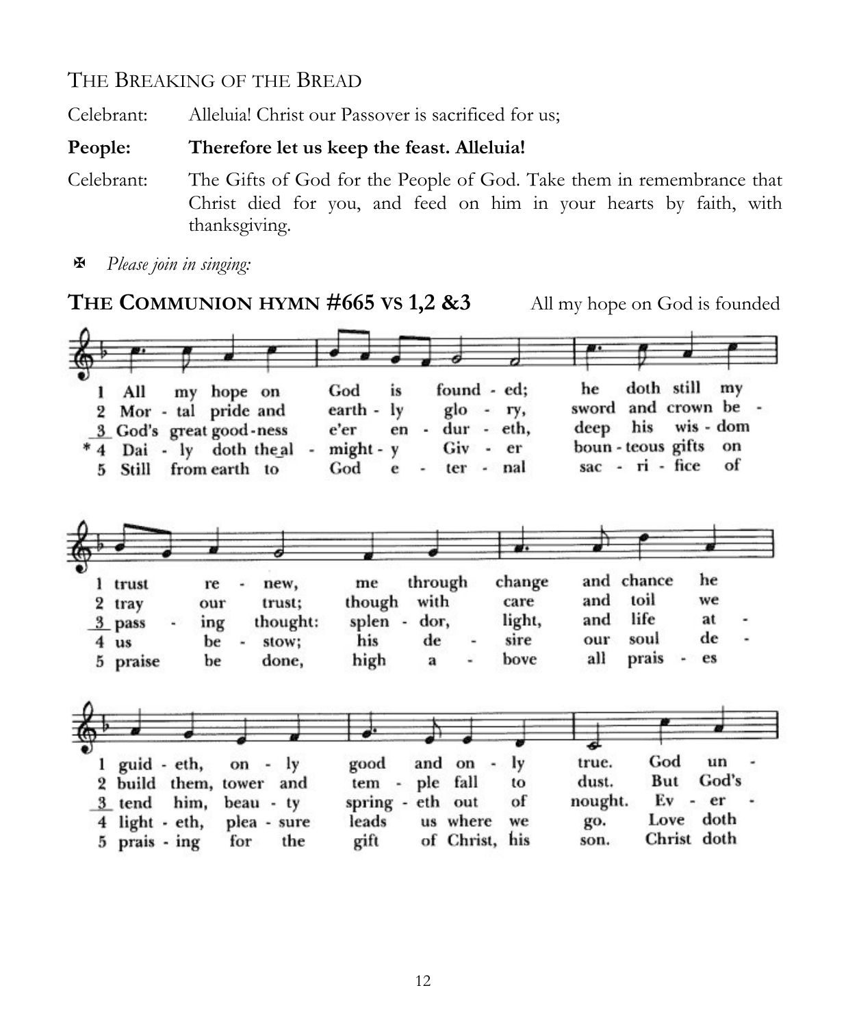THE BREAKING OF THE BREAD

Celebrant: Alleluia! Christ our Passover is sacrificed for us;

**People: Therefore let us keep the feast. Alleluia!**

Celebrant: The Gifts of God for the People of God. Take them in remembrance that Christ died for you, and feed on him in your hearts by faith, with thanksgiving.

✠ *Please join in singing:*

**THE COMMUNION HYMN #665 VS 1,2 &3** All my hope on God is founded

1 All my hope on God is found - ed; he doth still my trust re - new, me through change and chance he guid - eth, on - ly good and on - ly true. God un -

2 Mor - tal pride and earth - ly glo - ry, sword and crown be - tray our trust; though with care and toil we build them, tower and tem - ple fall to dust. But God's

3 God's great good-ness e'er en - dur - eth, deep his wis - dom pass - ing thought: splen - dor, light, and life at - tend him, beau - ty spring - eth out of nought. Ev - er -

\* 4 Dai - ly doth the al - might - y Giv - er boun - teous gifts on us be - stow; his de - sire our soul de - light - eth, plea - sure leads us where we go. Love doth

5 Still from earth to God e - ter - nal sac - ri - fice of praise be done, high a - bove all prais - es prais - ing for the gift of Christ, his son. Christ doth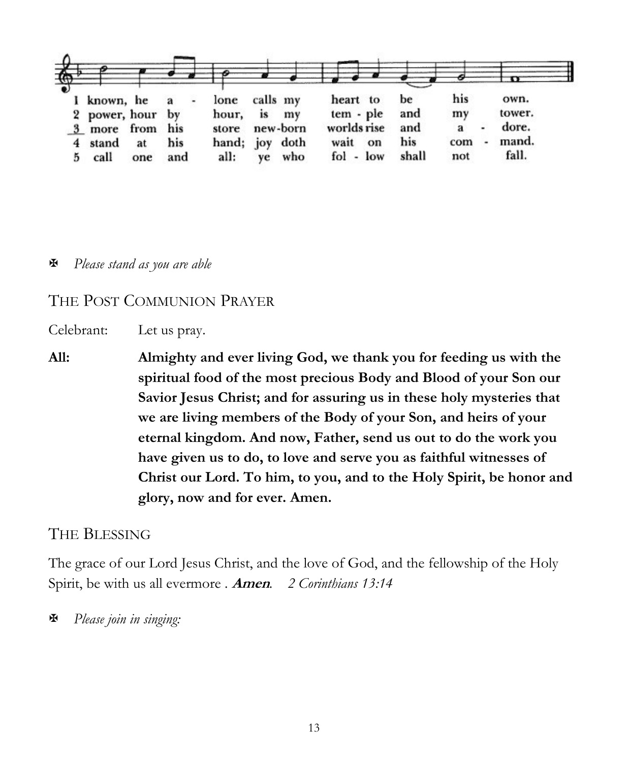1 known, he a - lone calls my heart to be his own.
2 power, hour by hour, is my tem - ple and my tower.
3 more from his store new-born worlds rise and a - dore.
4 stand at his hand; joy doth wait on his com - mand.
5 call one and all: ye who fol - low shall not fall.

✠ *Please stand as you are able*

## THE POST COMMUNION PRAYER

Celebrant: Let us pray.

**All: Almighty and ever living God, we thank you for feeding us with the spiritual food of the most precious Body and Blood of your Son our Savior Jesus Christ; and for assuring us in these holy mysteries that we are living members of the Body of your Son, and heirs of your eternal kingdom. And now, Father, send us out to do the work you have given us to do, to love and serve you as faithful witnesses of Christ our Lord. To him, to you, and to the Holy Spirit, be honor and glory, now and for ever. Amen.**

## THE BLESSING

The grace of our Lord Jesus Christ, and the love of God, and the fellowship of the Holy Spirit, be with us all evermore . ***Amen***. *2 Corinthians 13:14*

✠ *Please join in singing:*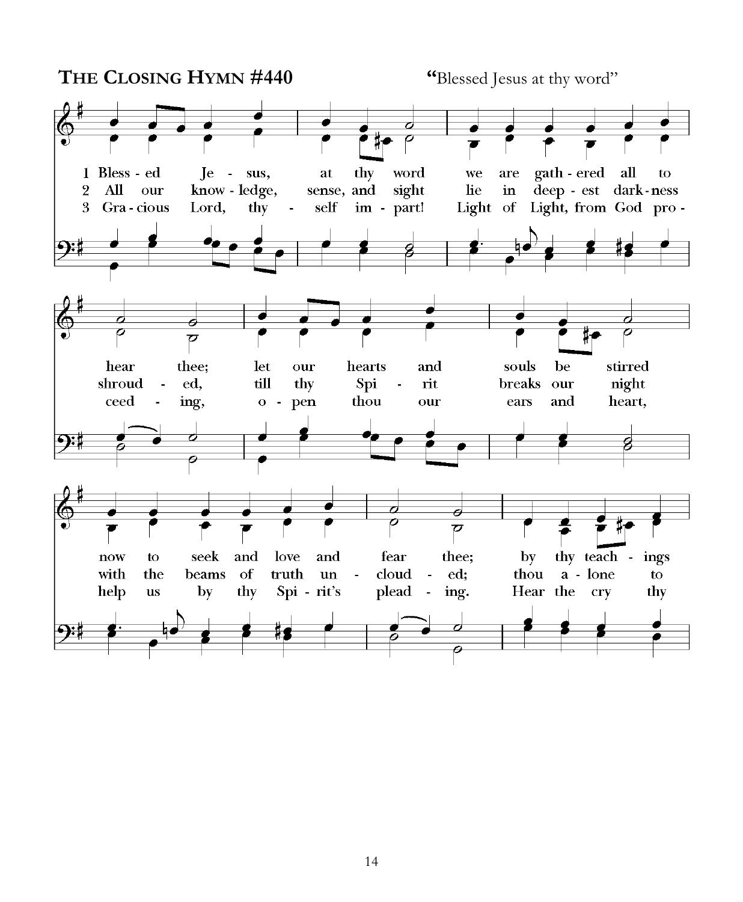**THE CLOSING HYMN #440** "Blessed Jesus at thy word"

1 Bless - ed Je - sus, at thy word we are gath - ered all to hear thee; let our hearts and souls be stirred now to seek and love and fear thee; by thy teach - ings

2 All our know - ledge, sense, and sight lie in deep - est dark - ness shroud - ed, till thy Spi - rit breaks our night with the beams of truth un - cloud - ed; thou a - lone to

3 Gra - cious Lord, thy - self im - part! Light of Light, from God pro - ceed - ing, o - pen thou our ears and heart, help us by thy Spi - rit's plead - ing. Hear the cry thy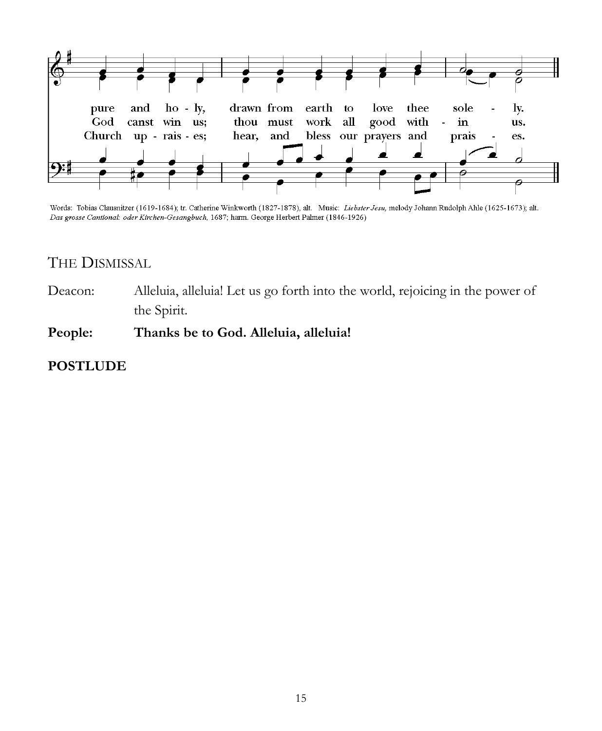pure and ho - ly, drawn from earth to love thee sole - ly.
God canst win us; thou must work all good with - in us.
Church up - rais - es; hear, and bless our prayers and prais - es.

Words: Tobias Clausnitzer (1619-1684); tr. Catherine Winkworth (1827-1878), alt. Music: *Liebster Jesu,* melody Johann Rudolph Ahle (1625-1673); alt. *Das grosse Cantional: oder Kirchen-Gesangbuch,* 1687; harm. George Herbert Palmer (1846-1926)

## THE DISMISSAL

Deacon: Alleluia, alleluia! Let us go forth into the world, rejoicing in the power of the Spirit.

**People: Thanks be to God. Alleluia, alleluia!**

**POSTLUDE**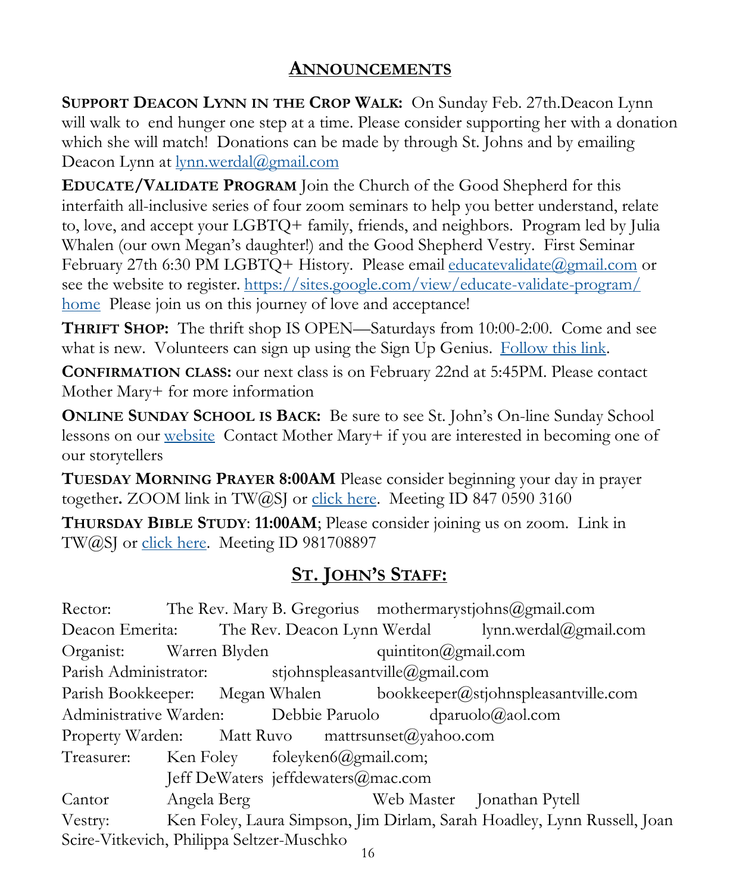## ANNOUNCEMENTS

**SUPPORT DEACON LYNN IN THE CROP WALK:** On Sunday Feb. 27th.Deacon Lynn will walk to end hunger one step at a time. Please consider supporting her with a donation which she will match! Donations can be made by through St. Johns and by emailing Deacon Lynn at lynn.werdal@gmail.com

**EDUCATE/VALIDATE PROGRAM** Join the Church of the Good Shepherd for this interfaith all-inclusive series of four zoom seminars to help you better understand, relate to, love, and accept your LGBTQ+ family, friends, and neighbors. Program led by Julia Whalen (our own Megan's daughter!) and the Good Shepherd Vestry. First Seminar February 27th 6:30 PM LGBTQ+ History. Please email educatevalidate@gmail.com or see the website to register. https://sites.google.com/view/educate-validate-program/home Please join us on this journey of love and acceptance!

**THRIFT SHOP:** The thrift shop IS OPEN—Saturdays from 10:00-2:00. Come and see what is new. Volunteers can sign up using the Sign Up Genius. Follow this link.

**CONFIRMATION CLASS:** our next class is on February 22nd at 5:45PM. Please contact Mother Mary+ for more information

**ONLINE SUNDAY SCHOOL IS BACK:** Be sure to see St. John's On-line Sunday School lessons on our website Contact Mother Mary+ if you are interested in becoming one of our storytellers

**TUESDAY MORNING PRAYER 8:00AM** Please consider beginning your day in prayer together**.** ZOOM link in TW@SJ or click here. Meeting ID 847 0590 3160

**THURSDAY BIBLE STUDY**: **11:00AM**; Please consider joining us on zoom. Link in TW@SJ or click here. Meeting ID 981708897

## ST. JOHN'S STAFF:

Rector: The Rev. Mary B. Gregorius mothermarystjohns@gmail.com
Deacon Emerita: The Rev. Deacon Lynn Werdal lynn.werdal@gmail.com
Organist: Warren Blyden quintiton@gmail.com
Parish Administrator: stjohnspleasantville@gmail.com
Parish Bookkeeper: Megan Whalen bookkeeper@stjohnspleasantville.com
Administrative Warden: Debbie Paruolo dparuolo@aol.com
Property Warden: Matt Ruvo mattrsunset@yahoo.com
Treasurer: Ken Foley foleyken6@gmail.com;
Jeff DeWaters jeffdewaters@mac.com
Cantor Angela Berg Web Master Jonathan Pytell
Vestry: Ken Foley, Laura Simpson, Jim Dirlam, Sarah Hoadley, Lynn Russell, Joan Scire-Vitkevich, Philippa Seltzer-Muschko